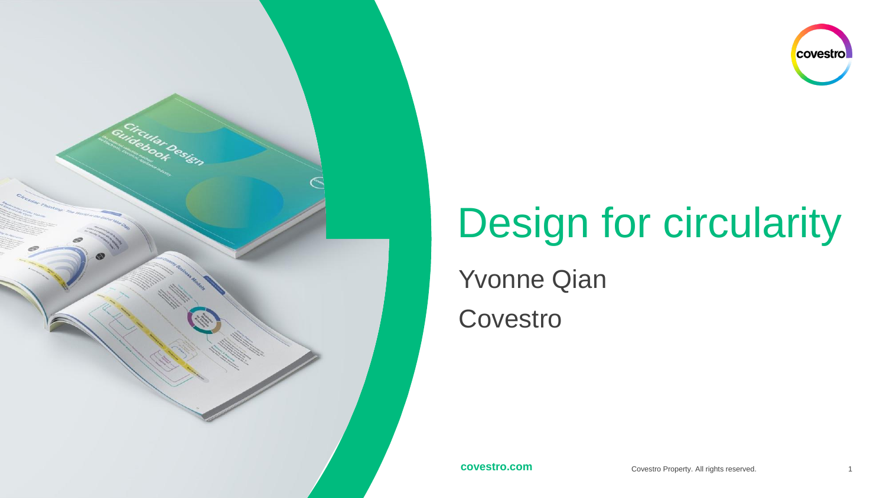# Design for circularity

Yvonne Qian

Covestro

covestro.com

Covestro Property. All rights reserved.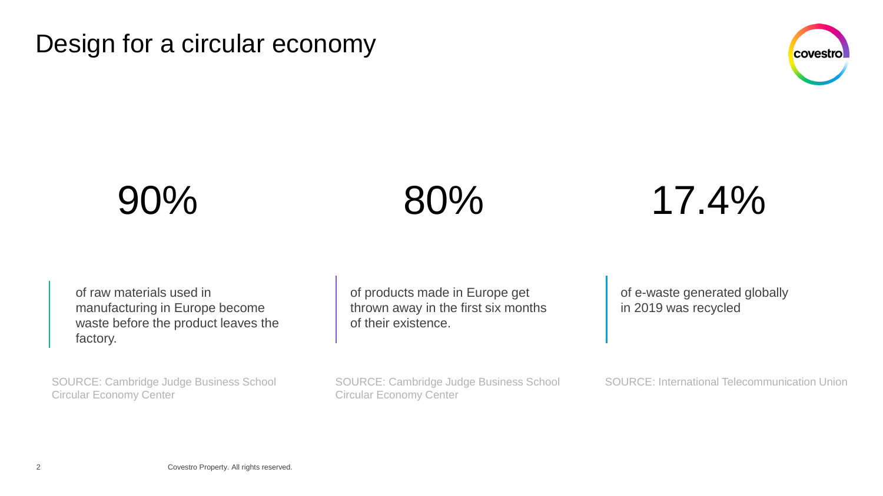# Design for a circular economy

**90%**

of raw materials used in manufacturing in Europe become waste before the product leaves the factory.

SOURCE: Cambridge Judge Business School Circular Economy Center

**80%**

of products made in Europe get thrown away in the first six months of their existence.

SOURCE: Cambridge Judge Business School Circular Economy Center

**17.4%**

of e-waste generated globally in 2019 was recycled

SOURCE: International Telecommunication Union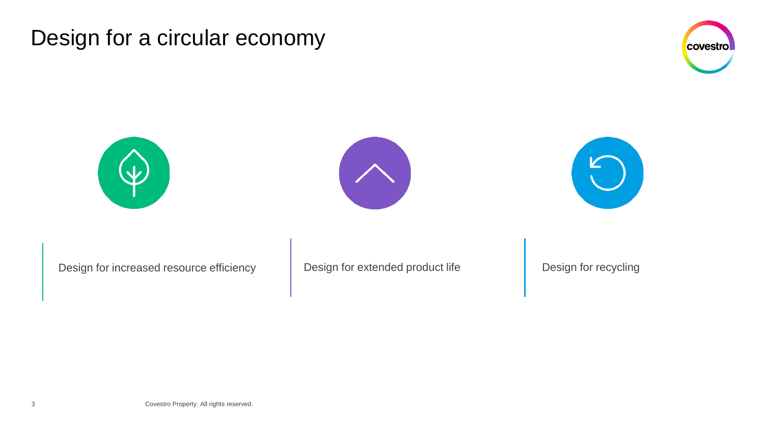# Design for a circular economy

- Design for increased resource efficiency
- Design for extended product life
- Design for recycling

Covestro Property. All rights reserved.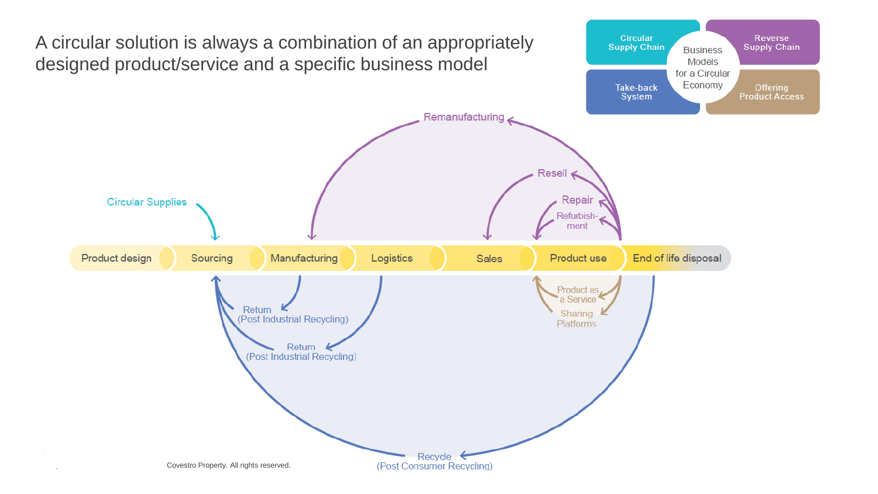# A circular solution is always a combination of an appropriately designed product/service and a specific business model

**Business Models for a Circular Economy**

- Circular Supply Chain
- Reverse Supply Chain
- Take-back System
- Offering Product Access

Product design → Sourcing → Manufacturing → Logistics → Sales → Product use → End of life disposal

Circular Supplies

Remanufacturing

Resell

Repair

Refurbish-ment

Product as a Service

Sharing Platforms

Return (Post Industrial Recycling)

Return (Post Industrial Recycling)

Recycle (Post Consumer Recycling)

Covestro Property. All rights reserved.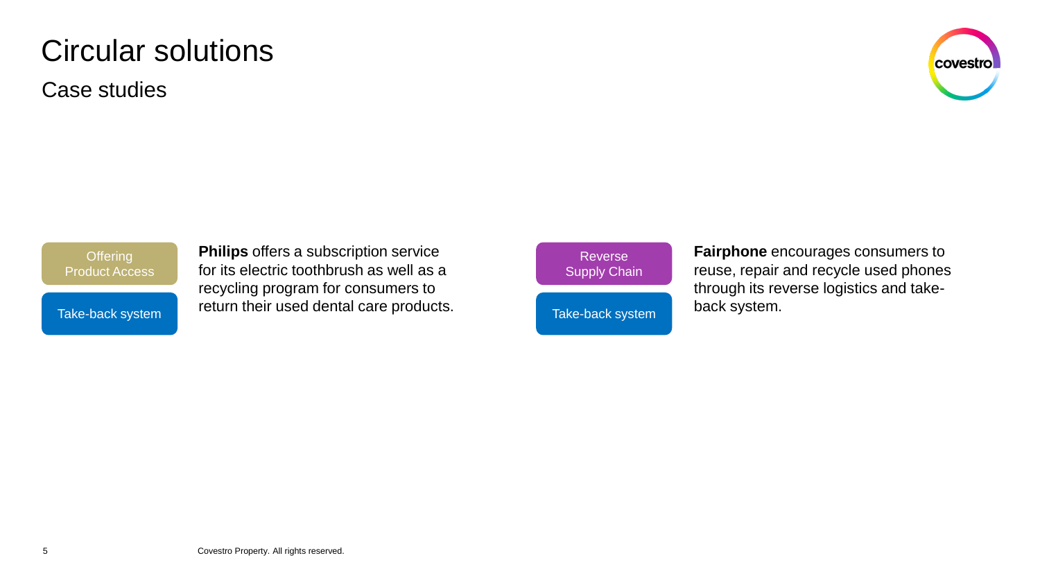# Circular solutions

## Case studies

Offering Product Access

Take-back system

**Philips** offers a subscription service for its electric toothbrush as well as a recycling program for consumers to return their used dental care products.

Reverse Supply Chain

Take-back system

**Fairphone** encourages consumers to reuse, repair and recycle used phones through its reverse logistics and take-back system.

Covestro Property. All rights reserved.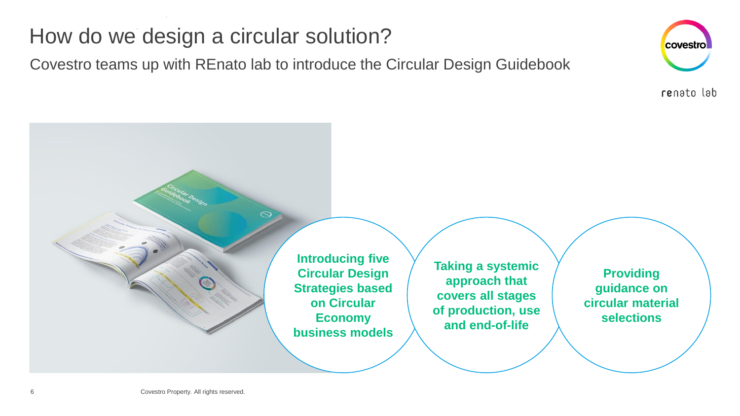# How do we design a circular solution?

## Covestro teams up with REnato lab to introduce the Circular Design Guidebook

**Introducing five Circular Design Strategies based on Circular Economy business models**

**Taking a systemic approach that covers all stages of production, use and end-of-life**

**Providing guidance on circular material selections**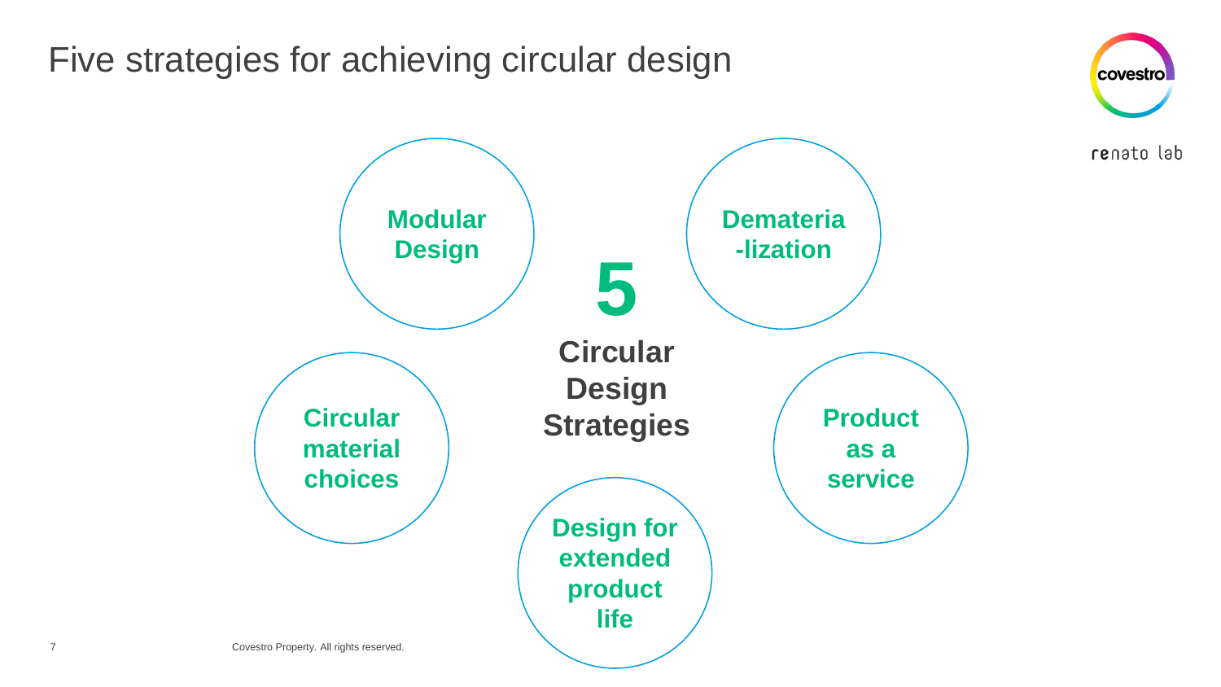# Five strategies for achieving circular design

**5**

**Circular Design Strategies**

- **Modular Design**
- **Dematerialization**
- **Product as a service**
- **Design for extended product life**
- **Circular material choices**

Covestro Property. All rights reserved.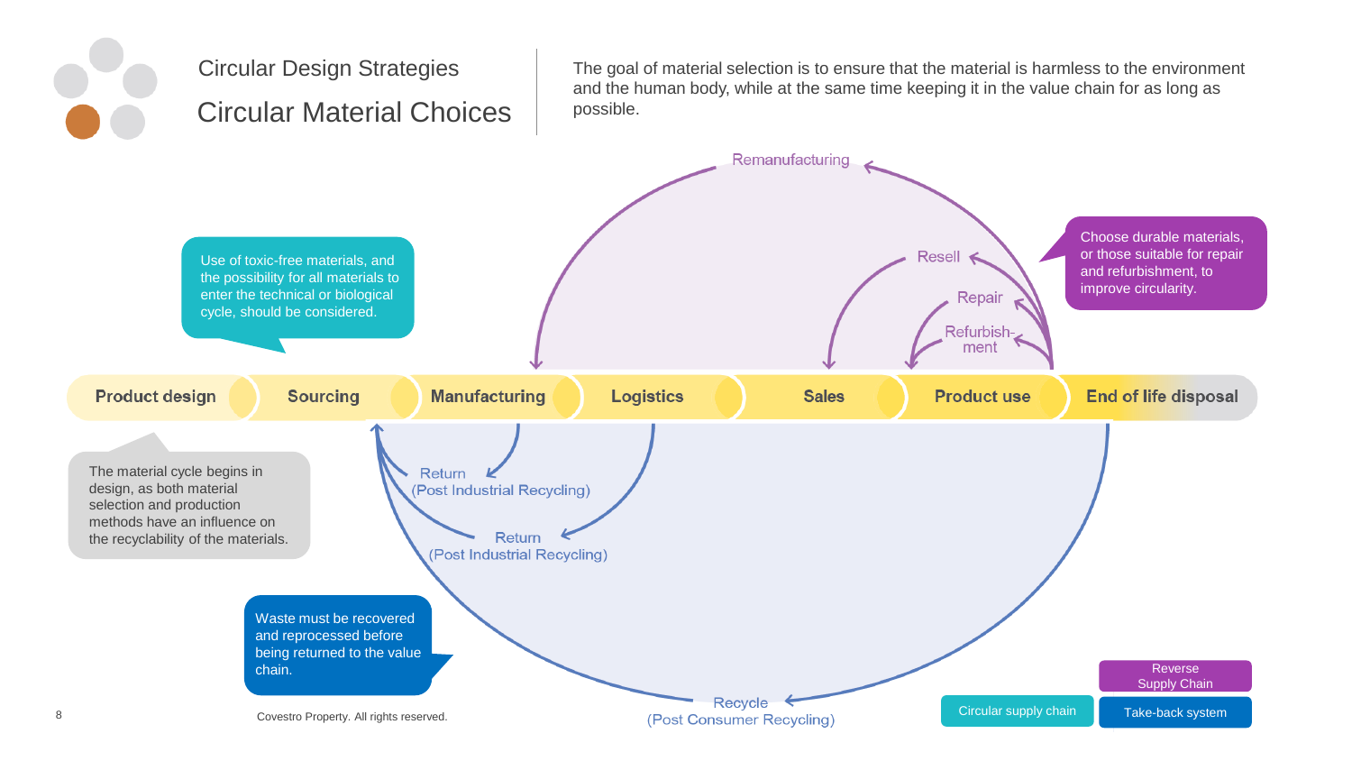Circular Design Strategies

# Circular Material Choices

The goal of material selection is to ensure that the material is harmless to the environment and the human body, while at the same time keeping it in the value chain for as long as possible.

Remanufacturing

Resell

Repair

Refurbish-ment

Choose durable materials, or those suitable for repair and refurbishment, to improve circularity.

Use of toxic-free materials, and the possibility for all materials to enter the technical or biological cycle, should be considered.

**Product design** | **Sourcing** | **Manufacturing** | **Logistics** | **Sales** | **Product use** | **End of life disposal**

The material cycle begins in design, as both material selection and production methods have an influence on the recyclability of the materials.

Return (Post Industrial Recycling)

Return (Post Industrial Recycling)

Waste must be recovered and reprocessed before being returned to the value chain.

Recycle (Post Consumer Recycling)

Reverse Supply Chain

Circular supply chain

Take-back system

Covestro Property. All rights reserved.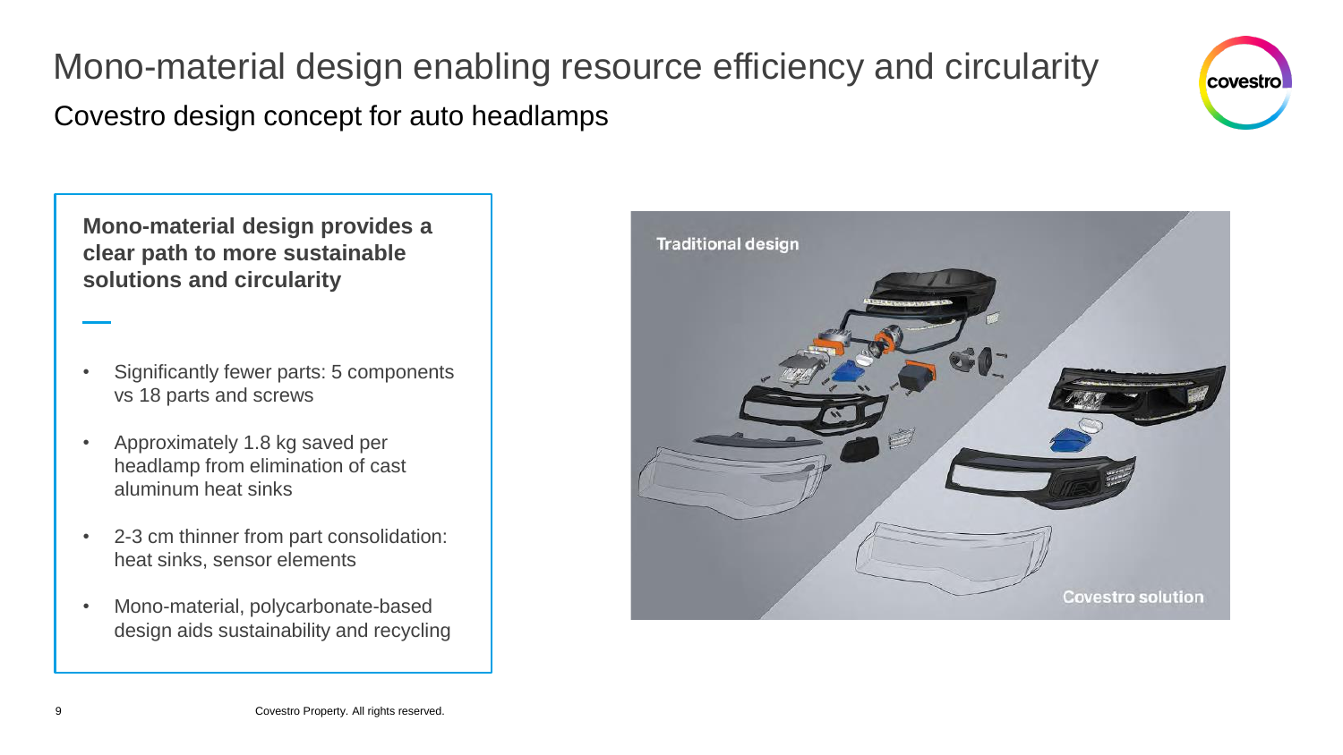# Mono-material design enabling resource efficiency and circularity

## Covestro design concept for auto headlamps

**Mono-material design provides a clear path to more sustainable solutions and circularity**

- Significantly fewer parts: 5 components vs 18 parts and screws
- Approximately 1.8 kg saved per headlamp from elimination of cast aluminum heat sinks
- 2-3 cm thinner from part consolidation: heat sinks, sensor elements
- Mono-material, polycarbonate-based design aids sustainability and recycling

Covestro Property. All rights reserved.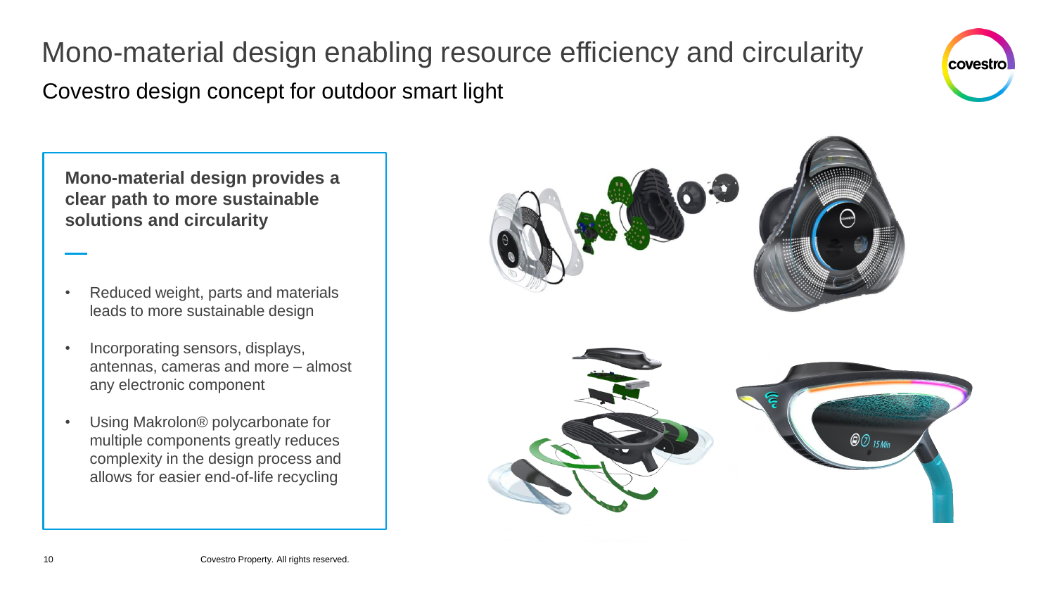# Mono-material design enabling resource efficiency and circularity

## Covestro design concept for outdoor smart light

**Mono-material design provides a clear path to more sustainable solutions and circularity**

- Reduced weight, parts and materials leads to more sustainable design
- Incorporating sensors, displays, antennas, cameras and more – almost any electronic component
- Using Makrolon® polycarbonate for multiple components greatly reduces complexity in the design process and allows for easier end-of-life recycling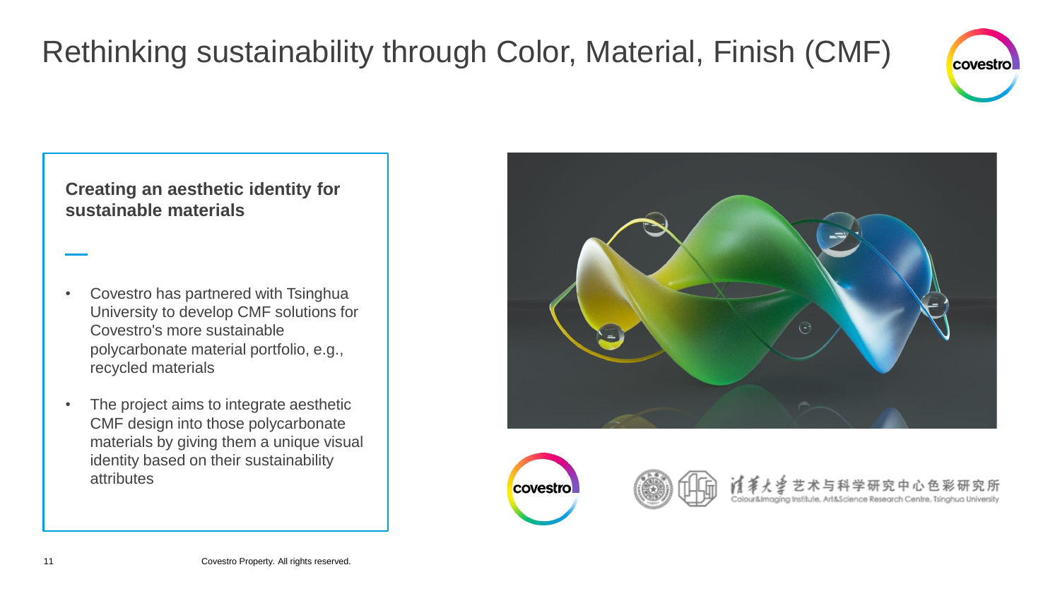# Rethinking sustainability through Color, Material, Finish (CMF)

**Creating an aesthetic identity for sustainable materials**

- Covestro has partnered with Tsinghua University to develop CMF solutions for Covestro's more sustainable polycarbonate material portfolio, e.g., recycled materials
- The project aims to integrate aesthetic CMF design into those polycarbonate materials by giving them a unique visual identity based on their sustainability attributes

清华大学 艺术与科学研究中心色彩研究所
Colour&Imaging Institute, Art&Science Research Centre, Tsinghua University

Covestro Property. All rights reserved.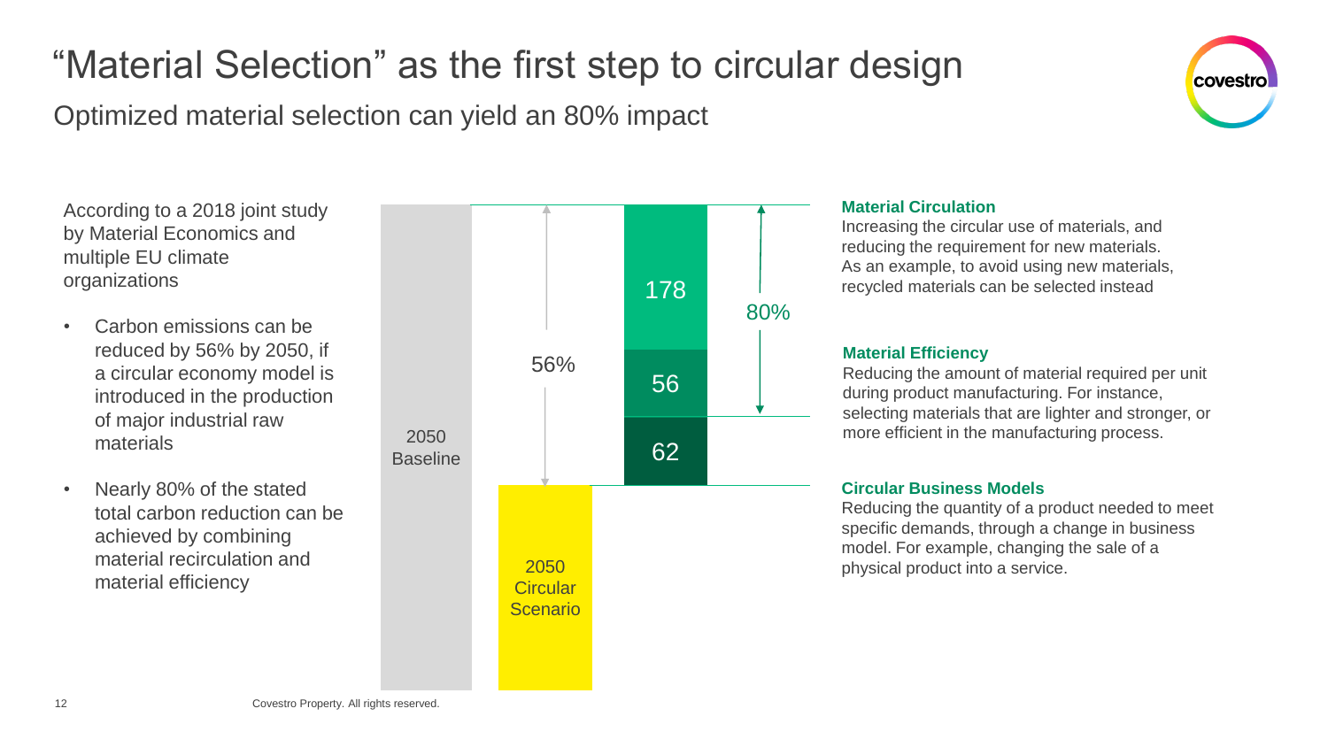# "Material Selection" as the first step to circular design

## Optimized material selection can yield an 80% impact

According to a 2018 joint study by Material Economics and multiple EU climate organizations

- Carbon emissions can be reduced by 56% by 2050, if a circular economy model is introduced in the production of major industrial raw materials
- Nearly 80% of the stated total carbon reduction can be achieved by combining material recirculation and material efficiency

2050 Baseline

56%

2050 Circular Scenario

178

56

62

80%

**Material Circulation**

Increasing the circular use of materials, and reducing the requirement for new materials. As an example, to avoid using new materials, recycled materials can be selected instead

**Material Efficiency**

Reducing the amount of material required per unit during product manufacturing. For instance, selecting materials that are lighter and stronger, or more efficient in the manufacturing process.

**Circular Business Models**

Reducing the quantity of a product needed to meet specific demands, through a change in business model. For example, changing the sale of a physical product into a service.

Covestro Property. All rights reserved.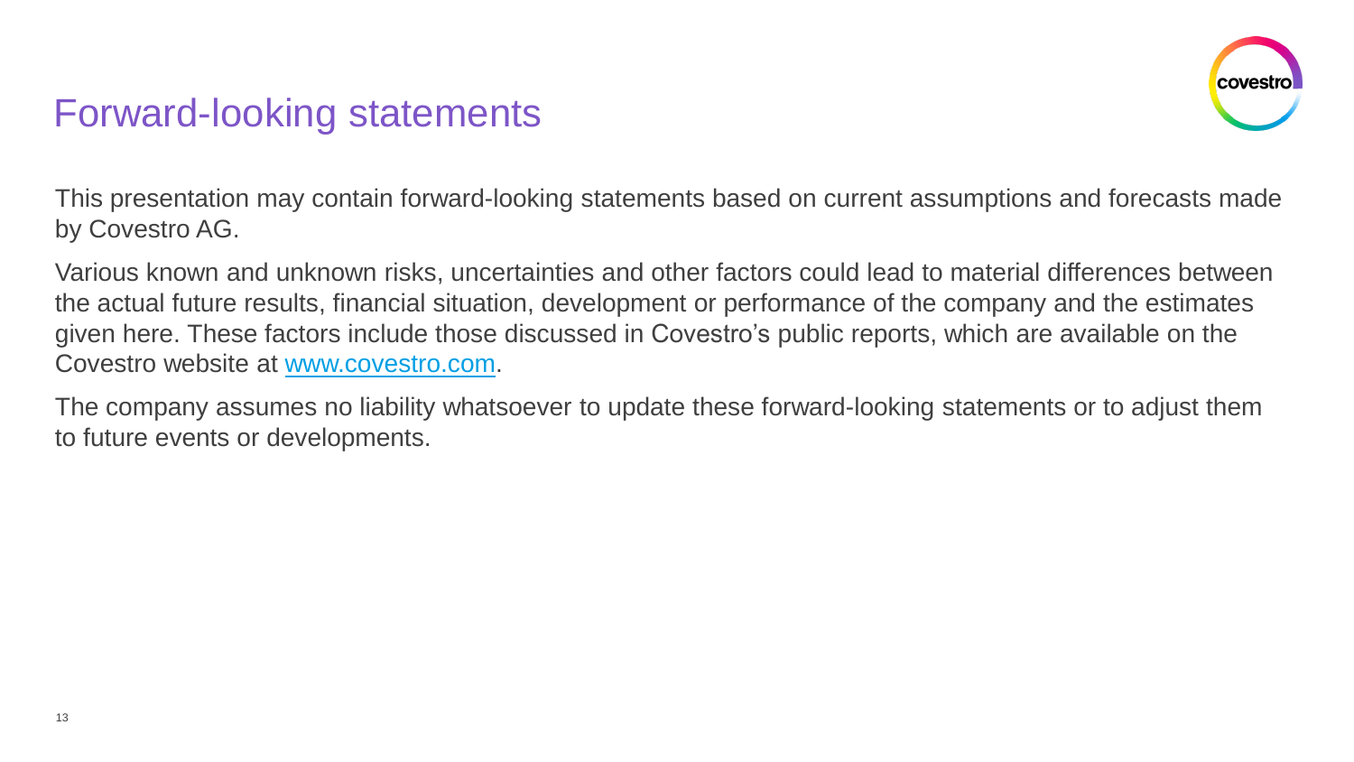# Forward-looking statements

This presentation may contain forward-looking statements based on current assumptions and forecasts made by Covestro AG.

Various known and unknown risks, uncertainties and other factors could lead to material differences between the actual future results, financial situation, development or performance of the company and the estimates given here. These factors include those discussed in Covestro's public reports, which are available on the Covestro website at www.covestro.com.

The company assumes no liability whatsoever to update these forward-looking statements or to adjust them to future events or developments.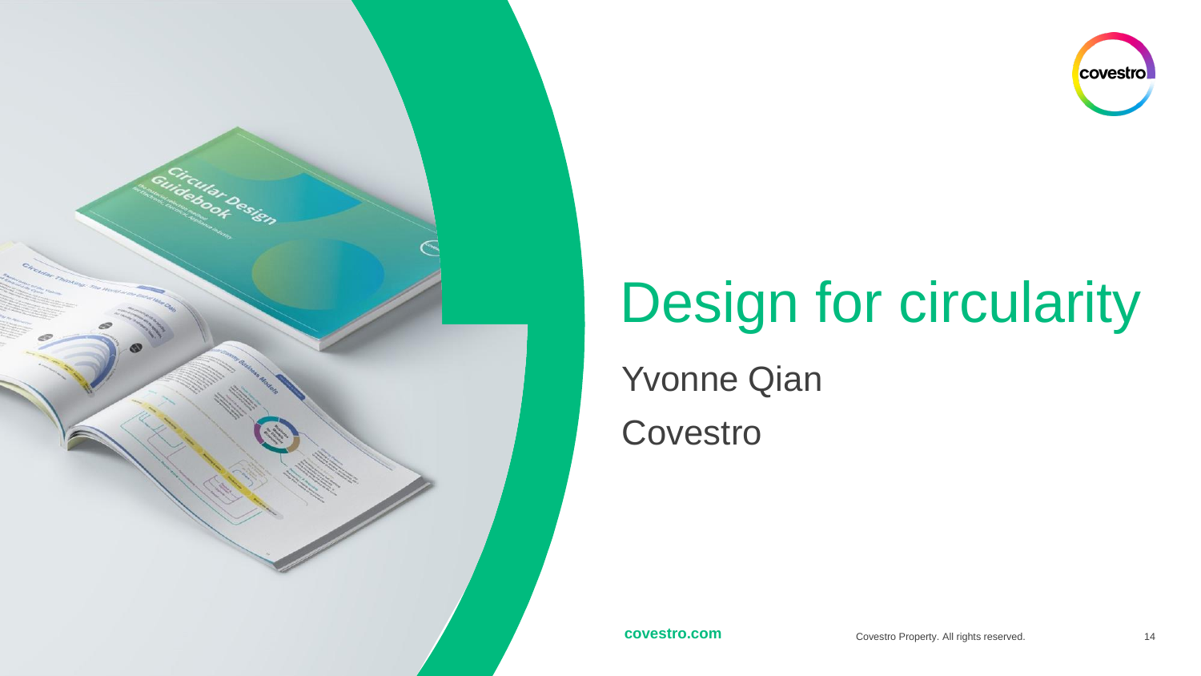# Design for circularity

Yvonne Qian

Covestro

covestro.com

Covestro Property. All rights reserved.